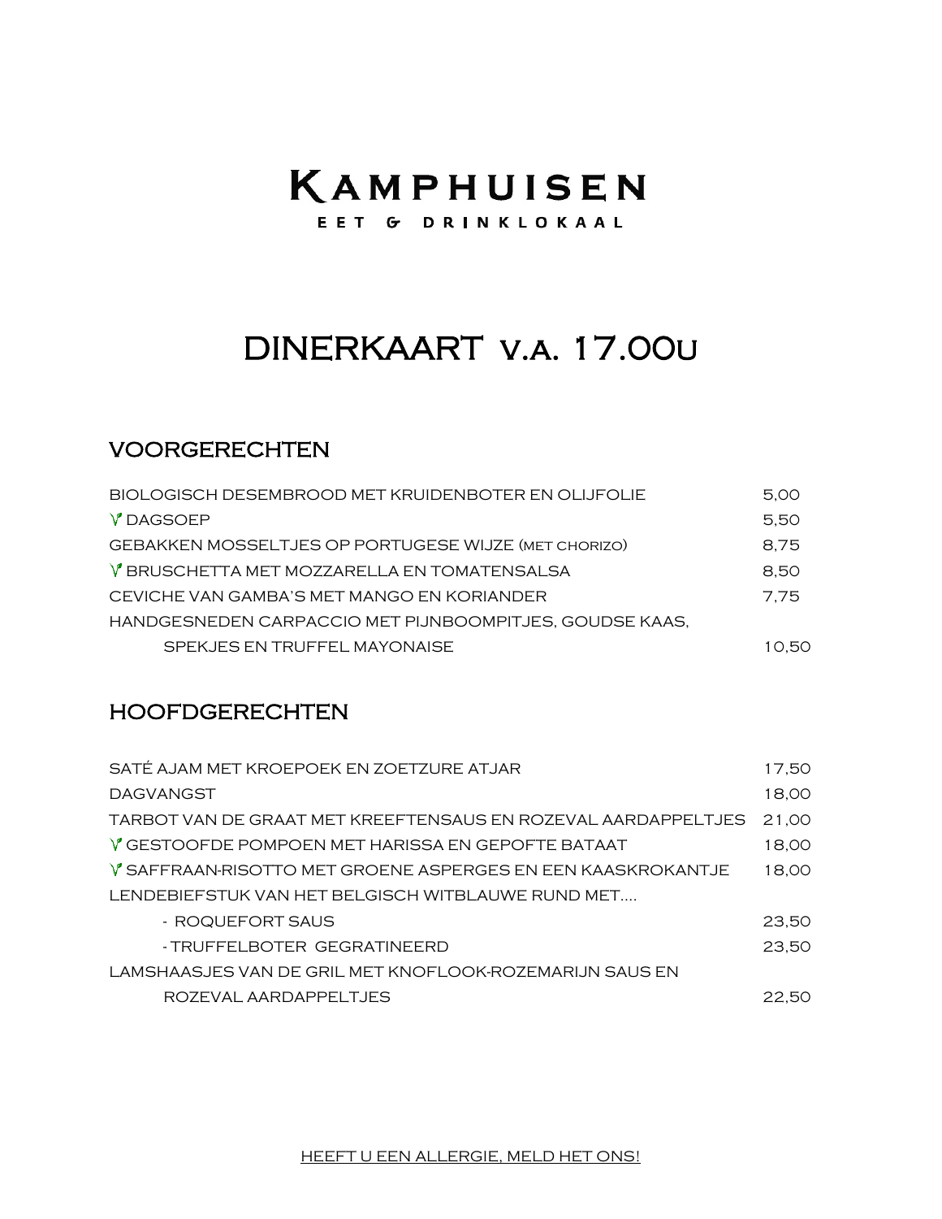# KAMPHUISEN

EET & DRINKLOKAAL

## DINERKAART V.A. 17.00U

### VOORGERECHTEN

| | |
|---|---|
| BIOLOGISCH DESEMBROOD MET KRUIDENBOTER EN OLIJFOLIE | 5,00 |
| V DAGSOEP | 5,50 |
| GEBAKKEN MOSSELTJES OP PORTUGESE WIJZE (MET CHORIZO) | 8,75 |
| V BRUSCHETTA MET MOZZARELLA EN TOMATENSALSA | 8,50 |
| CEVICHE VAN GAMBA'S MET MANGO EN KORIANDER | 7,75 |
| HANDGESNEDEN CARPACCIO MET PIJNBOOMPITJES, GOUDSE KAAS, SPEKJES EN TRUFFEL MAYONAISE | 10,50 |

### HOOFDGERECHTEN

| | |
|---|---|
| SATÉ AJAM MET KROEPOEK EN ZOETZURE ATJAR | 17,50 |
| DAGVANGST | 18,00 |
| TARBOT VAN DE GRAAT MET KREEFTENSAUS EN ROZEVAL AARDAPPELTJES | 21,00 |
| V GESTOOFDE POMPOEN MET HARISSA EN GEPOFTE BATAAT | 18,00 |
| V SAFFRAAN-RISOTTO MET GROENE ASPERGES EN EEN KAASKROKANTJE | 18,00 |
| LENDEBIEFSTUK VAN HET BELGISCH WITBLAUWE RUND MET.... | |
| - ROQUEFORT SAUS | 23,50 |
| - TRUFFELBOTER GEGRATINEERD | 23,50 |
| LAMSHAASJES VAN DE GRIL MET KNOFLOOK-ROZEMARIJN SAUS EN ROZEVAL AARDAPPELTJES | 22,50 |

HEEFT U EEN ALLERGIE, MELD HET ONS!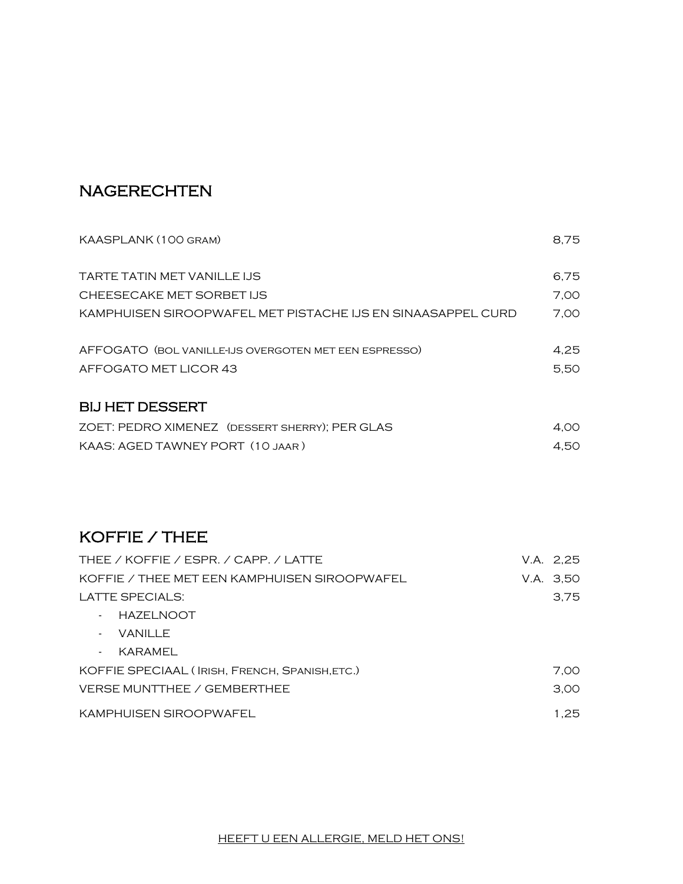## NAGERECHTEN

| | |
|---|---|
| KAASPLANK (100 GRAM) | 8,75 |
| TARTE TATIN MET VANILLE IJS | 6,75 |
| CHEESECAKE MET SORBET IJS | 7,00 |
| KAMPHUISEN SIROOPWAFEL MET PISTACHE IJS EN SINAASAPPEL CURD | 7,00 |
| AFFOGATO (BOL VANILLE-IJS OVERGOTEN MET EEN ESPRESSO) | 4,25 |
| AFFOGATO MET LICOR 43 | 5,50 |

### BIJ HET DESSERT

| | |
|---|---|
| ZOET: PEDRO XIMENEZ (DESSERT SHERRY); PER GLAS | 4,00 |
| KAAS: AGED TAWNEY PORT (10 JAAR) | 4,50 |

## KOFFIE / THEE

| | |
|---|---|
| THEE / KOFFIE / ESPR. / CAPP. / LATTE | V.A. 2,25 |
| KOFFIE / THEE MET EEN KAMPHUISEN SIROOPWAFEL | V.A. 3,50 |
| LATTE SPECIALS: | 3,75 |
| - HAZELNOOT | |
| - VANILLE | |
| - KARAMEL | |
| KOFFIE SPECIAAL ( IRISH, FRENCH, SPANISH,ETC.) | 7,00 |
| VERSE MUNTTHEE / GEMBERTHEE | 3,00 |
| KAMPHUISEN SIROOPWAFEL | 1,25 |

HEEFT U EEN ALLERGIE, MELD HET ONS!